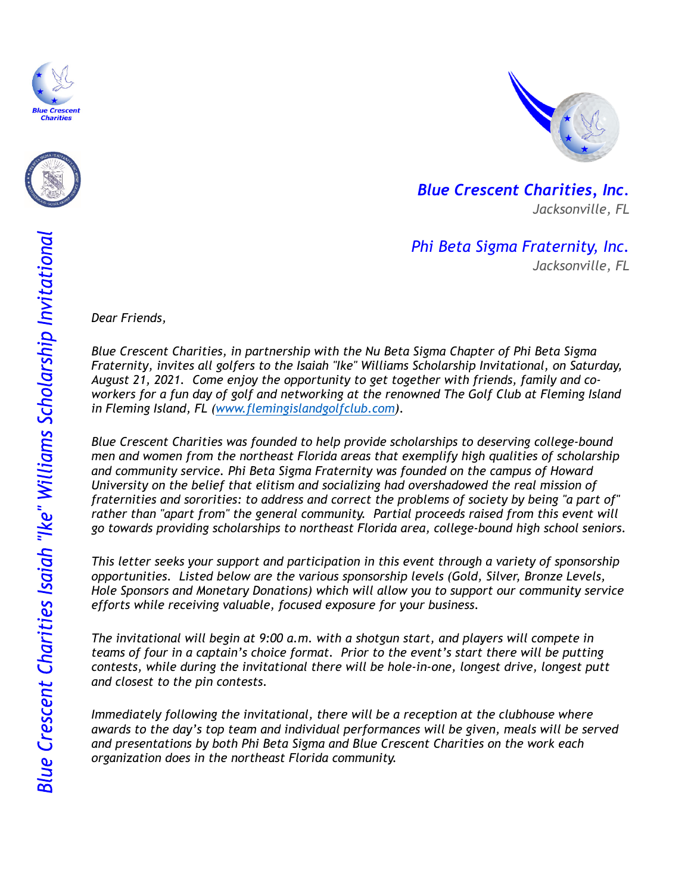Blue Crescent Charities

**Blue Crescent Charities Isaiah "Ike" Williams Scholarship Invitational**

***Blue Crescent Charities, Inc.***
*Jacksonville, FL*

***Phi Beta Sigma Fraternity, Inc.***
*Jacksonville, FL*

*Dear Friends,*

*Blue Crescent Charities, in partnership with the Nu Beta Sigma Chapter of Phi Beta Sigma Fraternity, invites all golfers to the Isaiah "Ike" Williams Scholarship Invitational, on Saturday, August 21, 2021. Come enjoy the opportunity to get together with friends, family and co-workers for a fun day of golf and networking at the renowned The Golf Club at Fleming Island in Fleming Island, FL ([www.flemingislandgolfclub.com](http://www.flemingislandgolfclub.com)).*

*Blue Crescent Charities was founded to help provide scholarships to deserving college-bound men and women from the northeast Florida areas that exemplify high qualities of scholarship and community service. Phi Beta Sigma Fraternity was founded on the campus of Howard University on the belief that elitism and socializing had overshadowed the real mission of fraternities and sororities: to address and correct the problems of society by being "a part of" rather than "apart from" the general community. Partial proceeds raised from this event will go towards providing scholarships to northeast Florida area, college-bound high school seniors.*

*This letter seeks your support and participation in this event through a variety of sponsorship opportunities. Listed below are the various sponsorship levels (Gold, Silver, Bronze Levels, Hole Sponsors and Monetary Donations) which will allow you to support our community service efforts while receiving valuable, focused exposure for your business.*

*The invitational will begin at 9:00 a.m. with a shotgun start, and players will compete in teams of four in a captain's choice format. Prior to the event's start there will be putting contests, while during the invitational there will be hole-in-one, longest drive, longest putt and closest to the pin contests.*

*Immediately following the invitational, there will be a reception at the clubhouse where awards to the day's top team and individual performances will be given, meals will be served and presentations by both Phi Beta Sigma and Blue Crescent Charities on the work each organization does in the northeast Florida community.*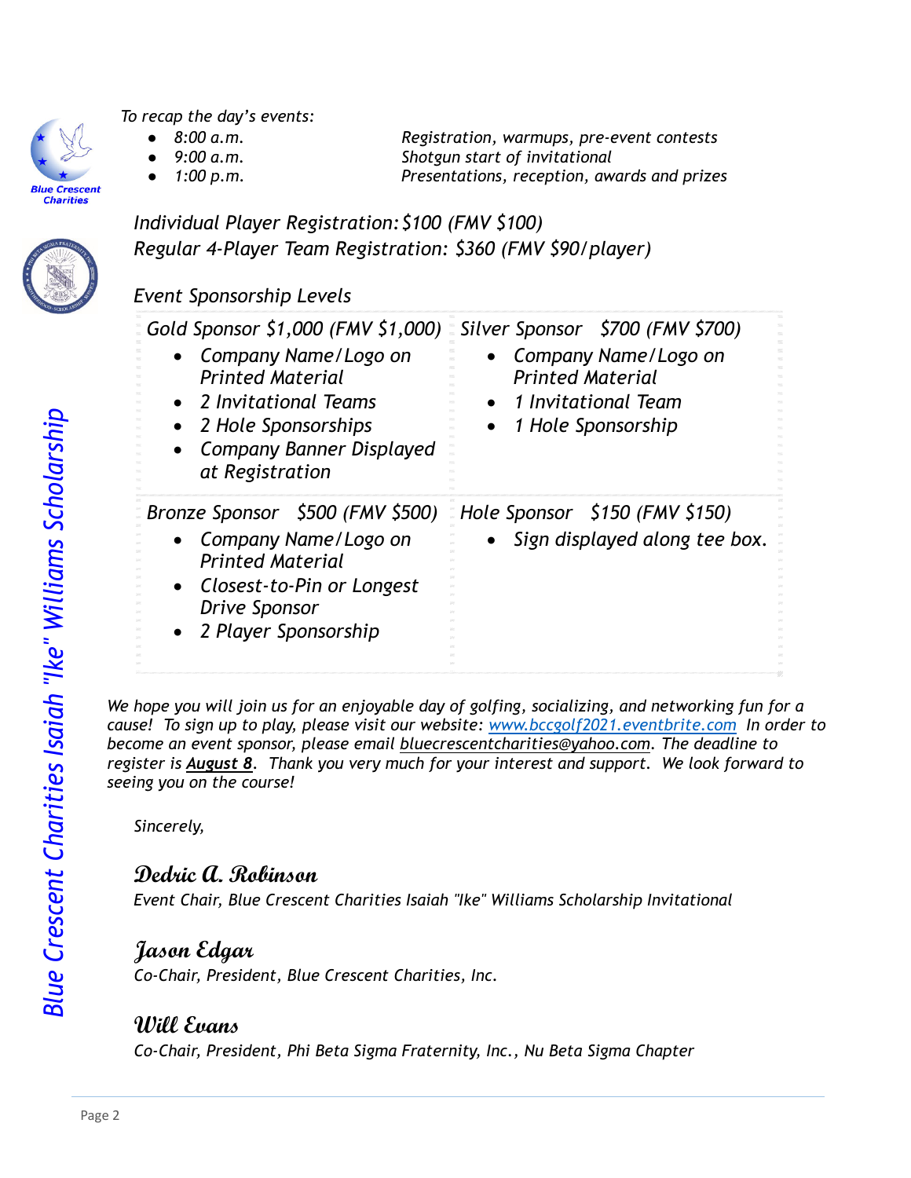*To recap the day's events:*

- *8:00 a.m.* — *Registration, warmups, pre-event contests*
- *9:00 a.m.* — *Shotgun start of invitational*
- *1:00 p.m.* — *Presentations, reception, awards and prizes*

*Individual Player Registration: $100 (FMV $100)*
*Regular 4-Player Team Registration: $360 (FMV $90/player)*

*Event Sponsorship Levels*

| | |
|---|---|
| *Gold Sponsor $1,000 (FMV $1,000)*<br>• *Company Name/Logo on Printed Material*<br>• *2 Invitational Teams*<br>• *2 Hole Sponsorships*<br>• *Company Banner Displayed at Registration* | *Silver Sponsor $700 (FMV $700)*<br>• *Company Name/Logo on Printed Material*<br>• *1 Invitational Team*<br>• *1 Hole Sponsorship* |
| *Bronze Sponsor $500 (FMV $500)*<br>• *Company Name/Logo on Printed Material*<br>• *Closest-to-Pin or Longest Drive Sponsor*<br>• *2 Player Sponsorship* | *Hole Sponsor $150 (FMV $150)*<br>• *Sign displayed along tee box.* |

*We hope you will join us for an enjoyable day of golfing, socializing, and networking fun for a cause! To sign up to play, please visit our website: www.bccgolf2021.eventbrite.com In order to become an event sponsor, please email bluecrescentcharities@yahoo.com. The deadline to register is **August 8**. Thank you very much for your interest and support. We look forward to seeing you on the course!*

*Sincerely,*

**Dedric A. Robinson**
*Event Chair, Blue Crescent Charities Isaiah "Ike" Williams Scholarship Invitational*

**Jason Edgar**
*Co-Chair, President, Blue Crescent Charities, Inc.*

**Will Evans**
*Co-Chair, President, Phi Beta Sigma Fraternity, Inc., Nu Beta Sigma Chapter*